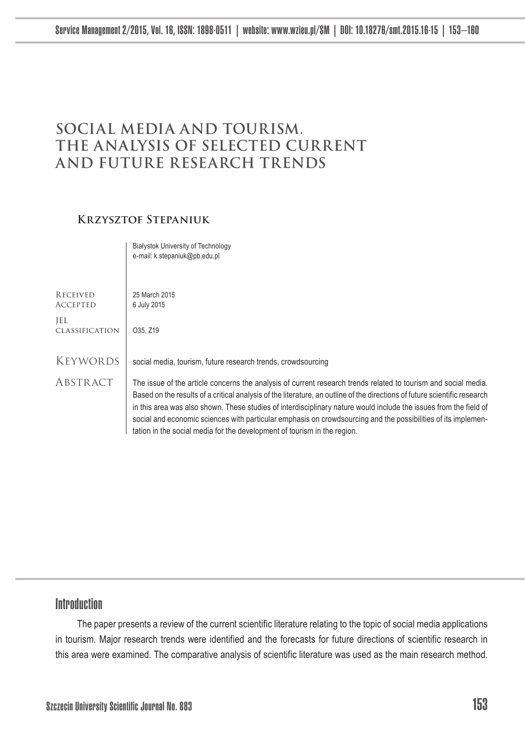# SOCIAL MEDIA AND TOURISM. THE ANALYSIS OF SELECTED CURRENT AND FUTURE RESEARCH TRENDS

**Krzysztof Stepaniuk**

Białystok University of Technology
e-mail: k.stepaniuk@pb.edu.pl

Received 25 March 2015
Accepted 6 July 2015

JEL classification O35, Z19

**Keywords** social media, tourism, future research trends, crowdsourcing

**Abstract** The issue of the article concerns the analysis of current research trends related to tourism and social media. Based on the results of a critical analysis of the literature, an outline of the directions of future scientific research in this area was also shown. These studies of interdisciplinary nature would include the issues from the field of social and economic sciences with particular emphasis on crowdsourcing and the possibilities of its implementation in the social media for the development of tourism in the region.

## Introduction

The paper presents a review of the current scientific literature relating to the topic of social media applications in tourism. Major research trends were identified and the forecasts for future directions of scientific research in this area were examined. The comparative analysis of scientific literature was used as the main research method.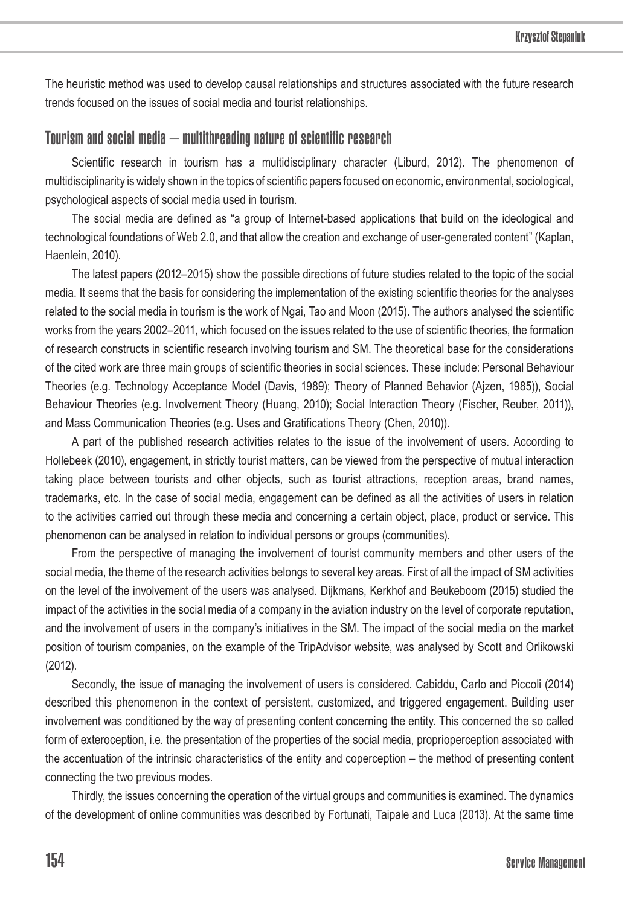The heuristic method was used to develop causal relationships and structures associated with the future research trends focused on the issues of social media and tourist relationships.

## Tourism and social media – multithreading nature of scientific research

Scientific research in tourism has a multidisciplinary character (Liburd, 2012). The phenomenon of multidisciplinarity is widely shown in the topics of scientific papers focused on economic, environmental, sociological, psychological aspects of social media used in tourism.

The social media are defined as "a group of Internet-based applications that build on the ideological and technological foundations of Web 2.0, and that allow the creation and exchange of user-generated content" (Kaplan, Haenlein, 2010).

The latest papers (2012–2015) show the possible directions of future studies related to the topic of the social media. It seems that the basis for considering the implementation of the existing scientific theories for the analyses related to the social media in tourism is the work of Ngai, Tao and Moon (2015). The authors analysed the scientific works from the years 2002–2011, which focused on the issues related to the use of scientific theories, the formation of research constructs in scientific research involving tourism and SM. The theoretical base for the considerations of the cited work are three main groups of scientific theories in social sciences. These include: Personal Behaviour Theories (e.g. Technology Acceptance Model (Davis, 1989); Theory of Planned Behavior (Ajzen, 1985)), Social Behaviour Theories (e.g. Involvement Theory (Huang, 2010); Social Interaction Theory (Fischer, Reuber, 2011)), and Mass Communication Theories (e.g. Uses and Gratifications Theory (Chen, 2010)).

A part of the published research activities relates to the issue of the involvement of users. According to Hollebeek (2010), engagement, in strictly tourist matters, can be viewed from the perspective of mutual interaction taking place between tourists and other objects, such as tourist attractions, reception areas, brand names, trademarks, etc. In the case of social media, engagement can be defined as all the activities of users in relation to the activities carried out through these media and concerning a certain object, place, product or service. This phenomenon can be analysed in relation to individual persons or groups (communities).

From the perspective of managing the involvement of tourist community members and other users of the social media, the theme of the research activities belongs to several key areas. First of all the impact of SM activities on the level of the involvement of the users was analysed. Dijkmans, Kerkhof and Beukeboom (2015) studied the impact of the activities in the social media of a company in the aviation industry on the level of corporate reputation, and the involvement of users in the company's initiatives in the SM. The impact of the social media on the market position of tourism companies, on the example of the TripAdvisor website, was analysed by Scott and Orlikowski (2012).

Secondly, the issue of managing the involvement of users is considered. Cabiddu, Carlo and Piccoli (2014) described this phenomenon in the context of persistent, customized, and triggered engagement. Building user involvement was conditioned by the way of presenting content concerning the entity. This concerned the so called form of exteroception, i.e. the presentation of the properties of the social media, proprioperception associated with the accentuation of the intrinsic characteristics of the entity and coperception – the method of presenting content connecting the two previous modes.

Thirdly, the issues concerning the operation of the virtual groups and communities is examined. The dynamics of the development of online communities was described by Fortunati, Taipale and Luca (2013). At the same time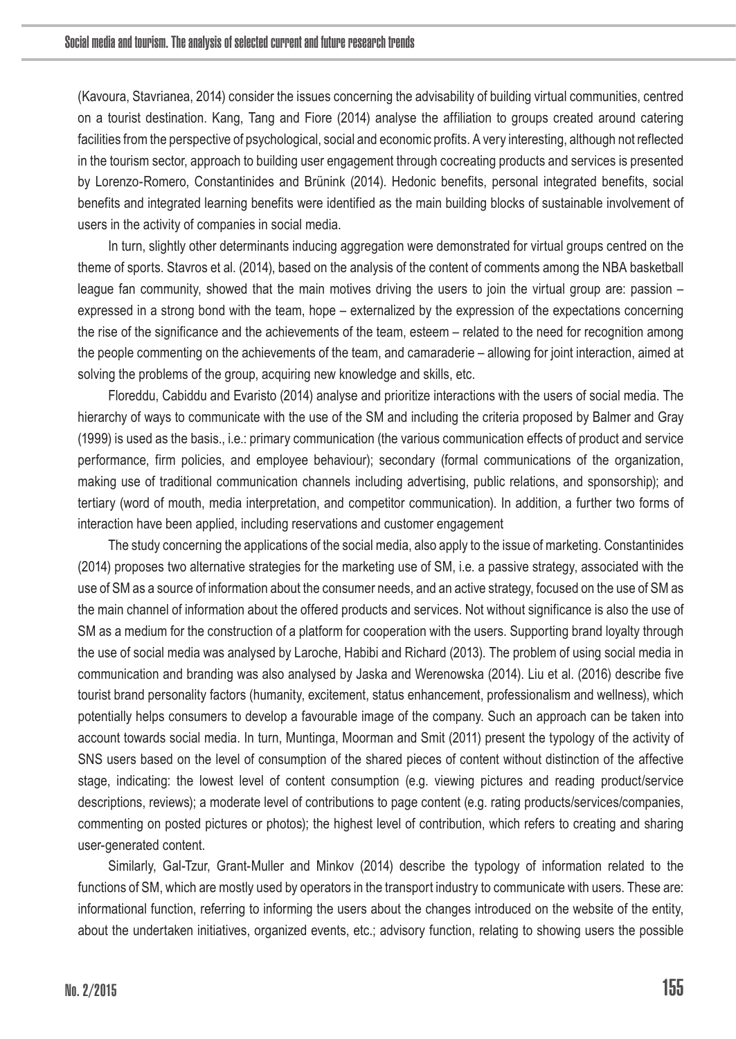(Kavoura, Stavrianea, 2014) consider the issues concerning the advisability of building virtual communities, centred on a tourist destination. Kang, Tang and Fiore (2014) analyse the affiliation to groups created around catering facilities from the perspective of psychological, social and economic profits. A very interesting, although not reflected in the tourism sector, approach to building user engagement through cocreating products and services is presented by Lorenzo-Romero, Constantinides and Brünink (2014). Hedonic benefits, personal integrated benefits, social benefits and integrated learning benefits were identified as the main building blocks of sustainable involvement of users in the activity of companies in social media.

In turn, slightly other determinants inducing aggregation were demonstrated for virtual groups centred on the theme of sports. Stavros et al. (2014), based on the analysis of the content of comments among the NBA basketball league fan community, showed that the main motives driving the users to join the virtual group are: passion – expressed in a strong bond with the team, hope – externalized by the expression of the expectations concerning the rise of the significance and the achievements of the team, esteem – related to the need for recognition among the people commenting on the achievements of the team, and camaraderie – allowing for joint interaction, aimed at solving the problems of the group, acquiring new knowledge and skills, etc.

Floreddu, Cabiddu and Evaristo (2014) analyse and prioritize interactions with the users of social media. The hierarchy of ways to communicate with the use of the SM and including the criteria proposed by Balmer and Gray (1999) is used as the basis., i.e.: primary communication (the various communication effects of product and service performance, firm policies, and employee behaviour); secondary (formal communications of the organization, making use of traditional communication channels including advertising, public relations, and sponsorship); and tertiary (word of mouth, media interpretation, and competitor communication). In addition, a further two forms of interaction have been applied, including reservations and customer engagement

The study concerning the applications of the social media, also apply to the issue of marketing. Constantinides (2014) proposes two alternative strategies for the marketing use of SM, i.e. a passive strategy, associated with the use of SM as a source of information about the consumer needs, and an active strategy, focused on the use of SM as the main channel of information about the offered products and services. Not without significance is also the use of SM as a medium for the construction of a platform for cooperation with the users. Supporting brand loyalty through the use of social media was analysed by Laroche, Habibi and Richard (2013). The problem of using social media in communication and branding was also analysed by Jaska and Werenowska (2014). Liu et al. (2016) describe five tourist brand personality factors (humanity, excitement, status enhancement, professionalism and wellness), which potentially helps consumers to develop a favourable image of the company. Such an approach can be taken into account towards social media. In turn, Muntinga, Moorman and Smit (2011) present the typology of the activity of SNS users based on the level of consumption of the shared pieces of content without distinction of the affective stage, indicating: the lowest level of content consumption (e.g. viewing pictures and reading product/service descriptions, reviews); a moderate level of contributions to page content (e.g. rating products/services/companies, commenting on posted pictures or photos); the highest level of contribution, which refers to creating and sharing user-generated content.

Similarly, Gal-Tzur, Grant-Muller and Minkov (2014) describe the typology of information related to the functions of SM, which are mostly used by operators in the transport industry to communicate with users. These are: informational function, referring to informing the users about the changes introduced on the website of the entity, about the undertaken initiatives, organized events, etc.; advisory function, relating to showing users the possible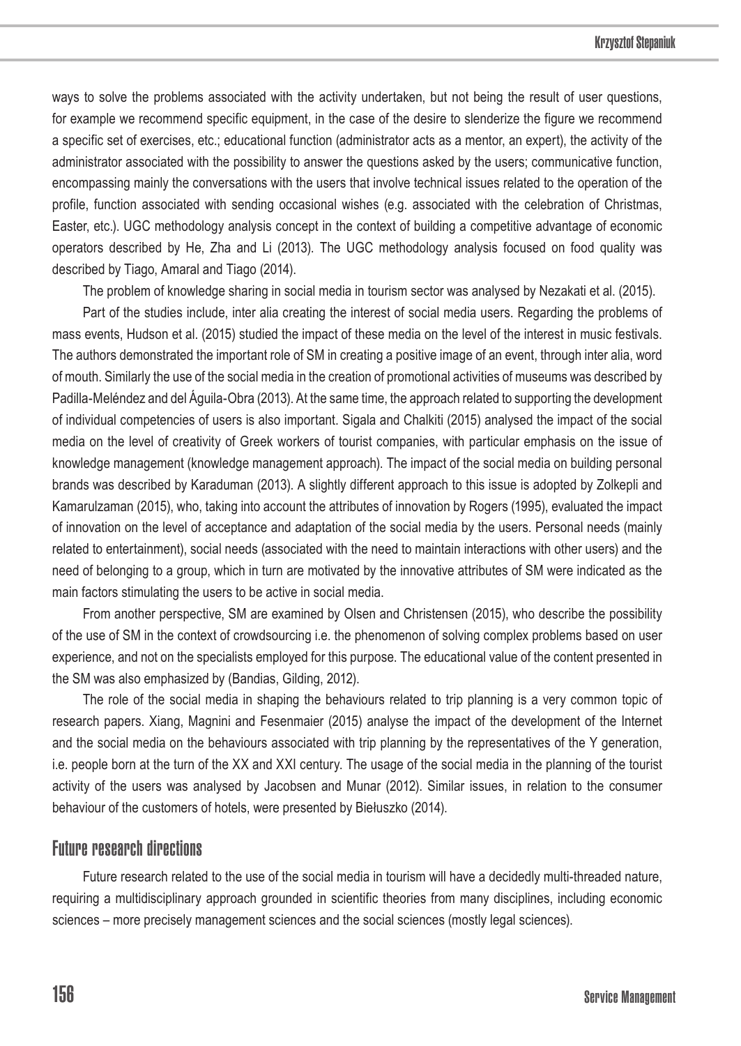ways to solve the problems associated with the activity undertaken, but not being the result of user questions, for example we recommend specific equipment, in the case of the desire to slenderize the figure we recommend a specific set of exercises, etc.; educational function (administrator acts as a mentor, an expert), the activity of the administrator associated with the possibility to answer the questions asked by the users; communicative function, encompassing mainly the conversations with the users that involve technical issues related to the operation of the profile, function associated with sending occasional wishes (e.g. associated with the celebration of Christmas, Easter, etc.). UGC methodology analysis concept in the context of building a competitive advantage of economic operators described by He, Zha and Li (2013). The UGC methodology analysis focused on food quality was described by Tiago, Amaral and Tiago (2014).

The problem of knowledge sharing in social media in tourism sector was analysed by Nezakati et al. (2015).

Part of the studies include, inter alia creating the interest of social media users. Regarding the problems of mass events, Hudson et al. (2015) studied the impact of these media on the level of the interest in music festivals. The authors demonstrated the important role of SM in creating a positive image of an event, through inter alia, word of mouth. Similarly the use of the social media in the creation of promotional activities of museums was described by Padilla-Meléndez and del Águila-Obra (2013). At the same time, the approach related to supporting the development of individual competencies of users is also important. Sigala and Chalkiti (2015) analysed the impact of the social media on the level of creativity of Greek workers of tourist companies, with particular emphasis on the issue of knowledge management (knowledge management approach). The impact of the social media on building personal brands was described by Karaduman (2013). A slightly different approach to this issue is adopted by Zolkepli and Kamarulzaman (2015), who, taking into account the attributes of innovation by Rogers (1995), evaluated the impact of innovation on the level of acceptance and adaptation of the social media by the users. Personal needs (mainly related to entertainment), social needs (associated with the need to maintain interactions with other users) and the need of belonging to a group, which in turn are motivated by the innovative attributes of SM were indicated as the main factors stimulating the users to be active in social media.

From another perspective, SM are examined by Olsen and Christensen (2015), who describe the possibility of the use of SM in the context of crowdsourcing i.e. the phenomenon of solving complex problems based on user experience, and not on the specialists employed for this purpose. The educational value of the content presented in the SM was also emphasized by (Bandias, Gilding, 2012).

The role of the social media in shaping the behaviours related to trip planning is a very common topic of research papers. Xiang, Magnini and Fesenmaier (2015) analyse the impact of the development of the Internet and the social media on the behaviours associated with trip planning by the representatives of the Y generation, i.e. people born at the turn of the XX and XXI century. The usage of the social media in the planning of the tourist activity of the users was analysed by Jacobsen and Munar (2012). Similar issues, in relation to the consumer behaviour of the customers of hotels, were presented by Biełuszko (2014).

## Future research directions

Future research related to the use of the social media in tourism will have a decidedly multi-threaded nature, requiring a multidisciplinary approach grounded in scientific theories from many disciplines, including economic sciences – more precisely management sciences and the social sciences (mostly legal sciences).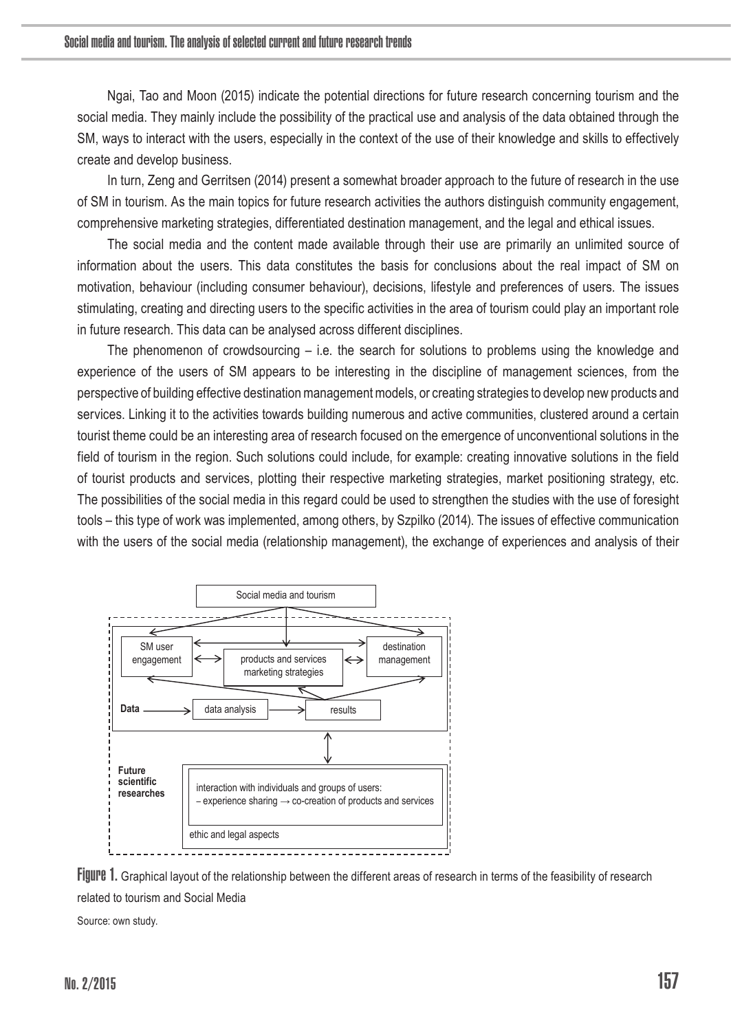Ngai, Tao and Moon (2015) indicate the potential directions for future research concerning tourism and the social media. They mainly include the possibility of the practical use and analysis of the data obtained through the SM, ways to interact with the users, especially in the context of the use of their knowledge and skills to effectively create and develop business.

In turn, Zeng and Gerritsen (2014) present a somewhat broader approach to the future of research in the use of SM in tourism. As the main topics for future research activities the authors distinguish community engagement, comprehensive marketing strategies, differentiated destination management, and the legal and ethical issues.

The social media and the content made available through their use are primarily an unlimited source of information about the users. This data constitutes the basis for conclusions about the real impact of SM on motivation, behaviour (including consumer behaviour), decisions, lifestyle and preferences of users. The issues stimulating, creating and directing users to the specific activities in the area of tourism could play an important role in future research. This data can be analysed across different disciplines.

The phenomenon of crowdsourcing – i.e. the search for solutions to problems using the knowledge and experience of the users of SM appears to be interesting in the discipline of management sciences, from the perspective of building effective destination management models, or creating strategies to develop new products and services. Linking it to the activities towards building numerous and active communities, clustered around a certain tourist theme could be an interesting area of research focused on the emergence of unconventional solutions in the field of tourism in the region. Such solutions could include, for example: creating innovative solutions in the field of tourist products and services, plotting their respective marketing strategies, market positioning strategy, etc. The possibilities of the social media in this regard could be used to strengthen the studies with the use of foresight tools – this type of work was implemented, among others, by Szpilko (2014). The issues of effective communication with the users of the social media (relationship management), the exchange of experiences and analysis of their

Social media and tourism

SM user engagement | products and services marketing strategies | destination management

Data → data analysis → results

Future scientific researches

interaction with individuals and groups of users:
– experience sharing → co-creation of products and services

ethic and legal aspects

**Figure 1.** Graphical layout of the relationship between the different areas of research in terms of the feasibility of research related to tourism and Social Media

Source: own study.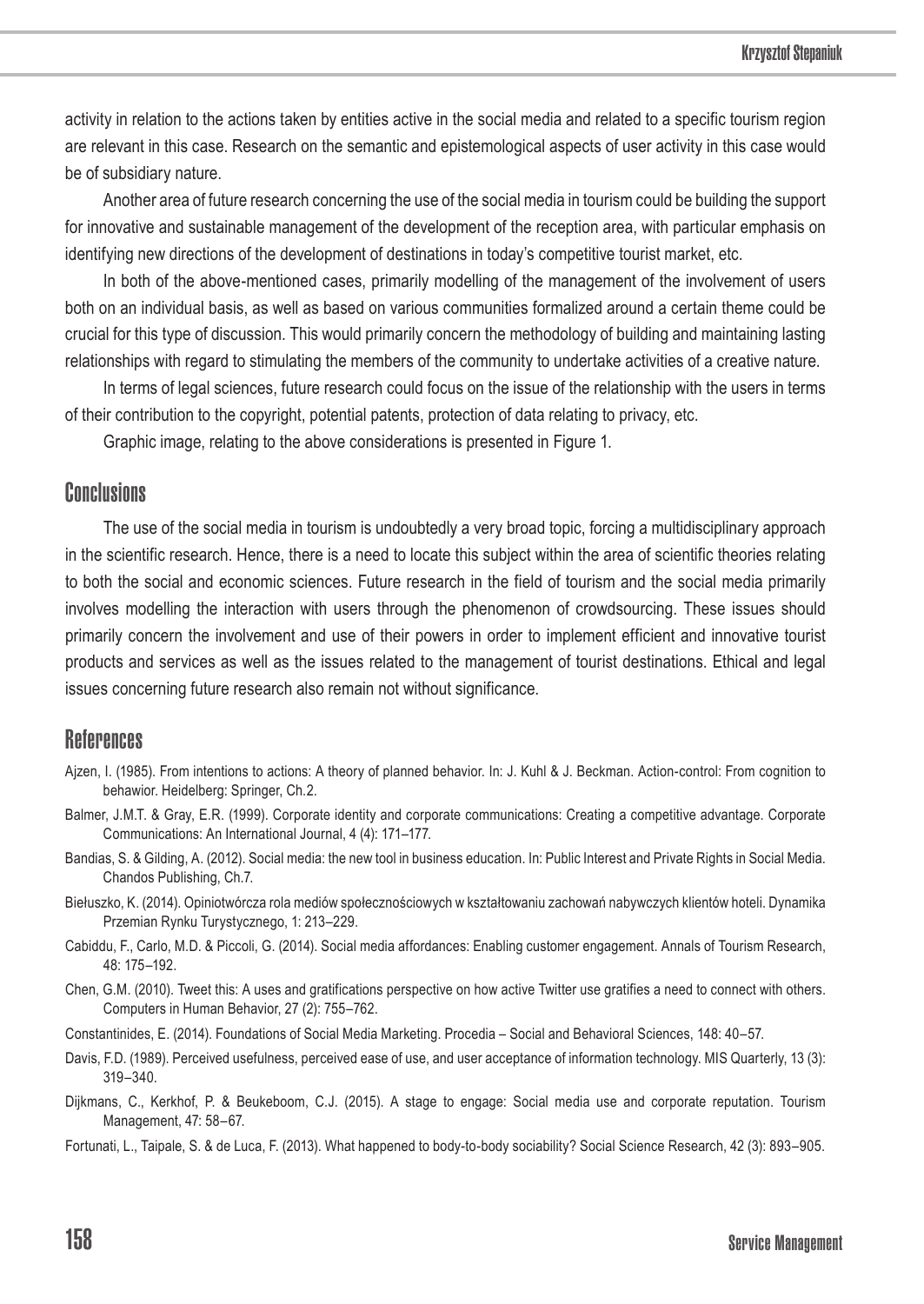activity in relation to the actions taken by entities active in the social media and related to a specific tourism region are relevant in this case. Research on the semantic and epistemological aspects of user activity in this case would be of subsidiary nature.

Another area of future research concerning the use of the social media in tourism could be building the support for innovative and sustainable management of the development of the reception area, with particular emphasis on identifying new directions of the development of destinations in today's competitive tourist market, etc.

In both of the above-mentioned cases, primarily modelling of the management of the involvement of users both on an individual basis, as well as based on various communities formalized around a certain theme could be crucial for this type of discussion. This would primarily concern the methodology of building and maintaining lasting relationships with regard to stimulating the members of the community to undertake activities of a creative nature.

In terms of legal sciences, future research could focus on the issue of the relationship with the users in terms of their contribution to the copyright, potential patents, protection of data relating to privacy, etc.

Graphic image, relating to the above considerations is presented in Figure 1.

## Conclusions

The use of the social media in tourism is undoubtedly a very broad topic, forcing a multidisciplinary approach in the scientific research. Hence, there is a need to locate this subject within the area of scientific theories relating to both the social and economic sciences. Future research in the field of tourism and the social media primarily involves modelling the interaction with users through the phenomenon of crowdsourcing. These issues should primarily concern the involvement and use of their powers in order to implement efficient and innovative tourist products and services as well as the issues related to the management of tourist destinations. Ethical and legal issues concerning future research also remain not without significance.

## References

Ajzen, I. (1985). From intentions to actions: A theory of planned behavior. In: J. Kuhl & J. Beckman. Action-control: From cognition to behawior. Heidelberg: Springer, Ch.2.

Balmer, J.M.T. & Gray, E.R. (1999). Corporate identity and corporate communications: Creating a competitive advantage. Corporate Communications: An International Journal, 4 (4): 171–177.

Bandias, S. & Gilding, A. (2012). Social media: the new tool in business education. In: Public Interest and Private Rights in Social Media. Chandos Publishing, Ch.7.

Biełuszko, K. (2014). Opiniotwórcza rola mediów społecznościowych w kształtowaniu zachowań nabywczych klientów hoteli. Dynamika Przemian Rynku Turystycznego, 1: 213–229.

Cabiddu, F., Carlo, M.D. & Piccoli, G. (2014). Social media affordances: Enabling customer engagement. Annals of Tourism Research, 48: 175–192.

Chen, G.M. (2010). Tweet this: A uses and gratifications perspective on how active Twitter use gratifies a need to connect with others. Computers in Human Behavior, 27 (2): 755–762.

Constantinides, E. (2014). Foundations of Social Media Marketing. Procedia – Social and Behavioral Sciences, 148: 40–57.

Davis, F.D. (1989). Perceived usefulness, perceived ease of use, and user acceptance of information technology. MIS Quarterly, 13 (3): 319–340.

Dijkmans, C., Kerkhof, P. & Beukeboom, C.J. (2015). A stage to engage: Social media use and corporate reputation. Tourism Management, 47: 58–67.

Fortunati, L., Taipale, S. & de Luca, F. (2013). What happened to body-to-body sociability? Social Science Research, 42 (3): 893–905.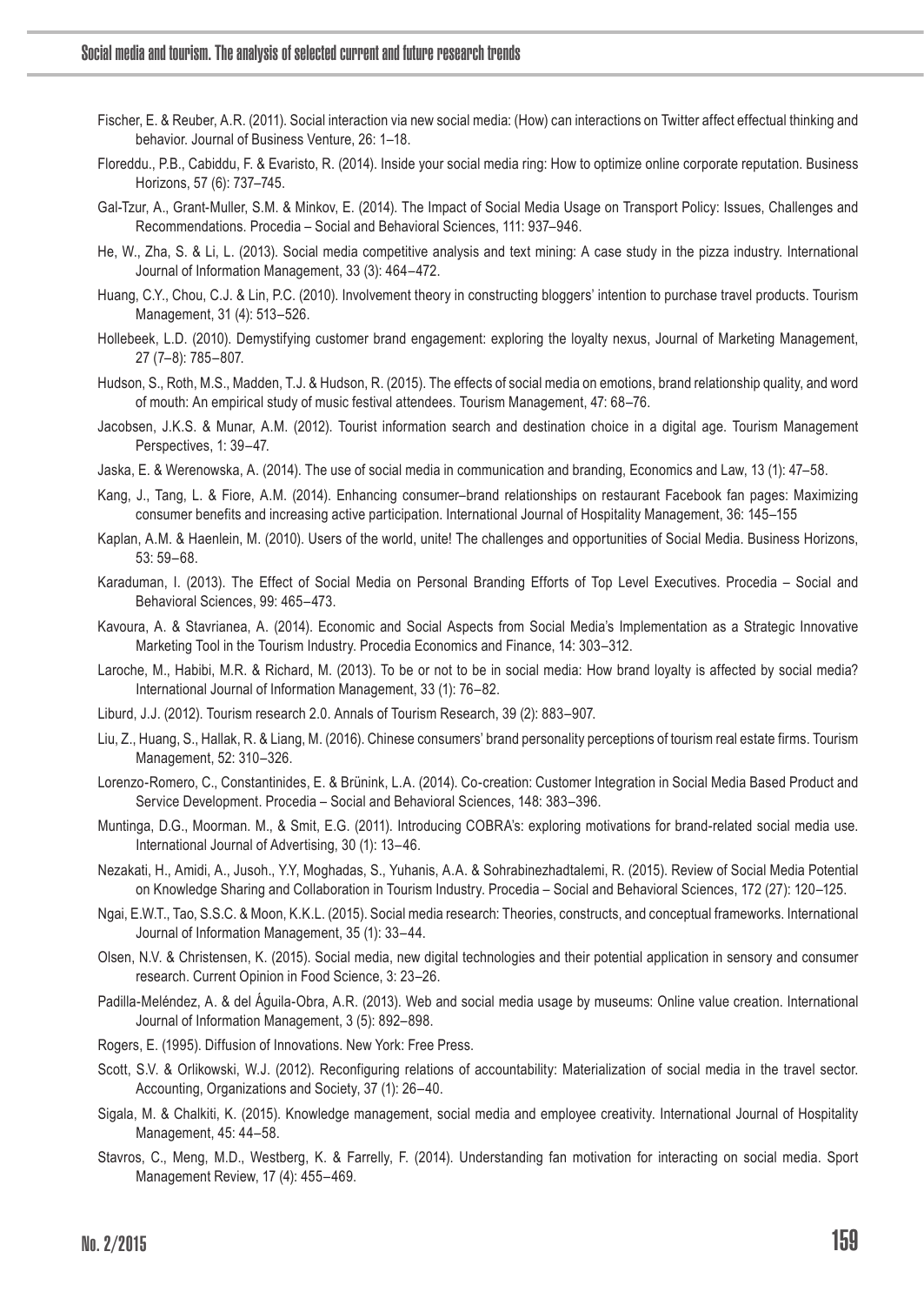Fischer, E. & Reuber, A.R. (2011). Social interaction via new social media: (How) can interactions on Twitter affect effectual thinking and behavior. Journal of Business Venture, 26: 1–18.

Floreddu., P.B., Cabiddu, F. & Evaristo, R. (2014). Inside your social media ring: How to optimize online corporate reputation. Business Horizons, 57 (6): 737–745.

Gal-Tzur, A., Grant-Muller, S.M. & Minkov, E. (2014). The Impact of Social Media Usage on Transport Policy: Issues, Challenges and Recommendations. Procedia – Social and Behavioral Sciences, 111: 937–946.

He, W., Zha, S. & Li, L. (2013). Social media competitive analysis and text mining: A case study in the pizza industry. International Journal of Information Management, 33 (3): 464–472.

Huang, C.Y., Chou, C.J. & Lin, P.C. (2010). Involvement theory in constructing bloggers' intention to purchase travel products. Tourism Management, 31 (4): 513–526.

Hollebeek, L.D. (2010). Demystifying customer brand engagement: exploring the loyalty nexus, Journal of Marketing Management, 27 (7–8): 785–807.

Hudson, S., Roth, M.S., Madden, T.J. & Hudson, R. (2015). The effects of social media on emotions, brand relationship quality, and word of mouth: An empirical study of music festival attendees. Tourism Management, 47: 68–76.

Jacobsen, J.K.S. & Munar, A.M. (2012). Tourist information search and destination choice in a digital age. Tourism Management Perspectives, 1: 39–47.

Jaska, E. & Werenowska, A. (2014). The use of social media in communication and branding, Economics and Law, 13 (1): 47–58.

Kang, J., Tang, L. & Fiore, A.M. (2014). Enhancing consumer–brand relationships on restaurant Facebook fan pages: Maximizing consumer benefits and increasing active participation. International Journal of Hospitality Management, 36: 145–155

Kaplan, A.M. & Haenlein, M. (2010). Users of the world, unite! The challenges and opportunities of Social Media. Business Horizons, 53: 59–68.

Karaduman, I. (2013). The Effect of Social Media on Personal Branding Efforts of Top Level Executives. Procedia – Social and Behavioral Sciences, 99: 465–473.

Kavoura, A. & Stavrianea, A. (2014). Economic and Social Aspects from Social Media's Implementation as a Strategic Innovative Marketing Tool in the Tourism Industry. Procedia Economics and Finance, 14: 303–312.

Laroche, M., Habibi, M.R. & Richard, M. (2013). To be or not to be in social media: How brand loyalty is affected by social media? International Journal of Information Management, 33 (1): 76–82.

Liburd, J.J. (2012). Tourism research 2.0. Annals of Tourism Research, 39 (2): 883–907.

Liu, Z., Huang, S., Hallak, R. & Liang, M. (2016). Chinese consumers' brand personality perceptions of tourism real estate firms. Tourism Management, 52: 310–326.

Lorenzo-Romero, C., Constantinides, E. & Brünink, L.A. (2014). Co-creation: Customer Integration in Social Media Based Product and Service Development. Procedia – Social and Behavioral Sciences, 148: 383–396.

Muntinga, D.G., Moorman. M., & Smit, E.G. (2011). Introducing COBRA's: exploring motivations for brand-related social media use. International Journal of Advertising, 30 (1): 13–46.

Nezakati, H., Amidi, A., Jusoh., Y.Y, Moghadas, S., Yuhanis, A.A. & Sohrabinezhadtalemi, R. (2015). Review of Social Media Potential on Knowledge Sharing and Collaboration in Tourism Industry. Procedia – Social and Behavioral Sciences, 172 (27): 120–125.

Ngai, E.W.T., Tao, S.S.C. & Moon, K.K.L. (2015). Social media research: Theories, constructs, and conceptual frameworks. International Journal of Information Management, 35 (1): 33–44.

Olsen, N.V. & Christensen, K. (2015). Social media, new digital technologies and their potential application in sensory and consumer research. Current Opinion in Food Science, 3: 23–26.

Padilla-Meléndez, A. & del Águila-Obra, A.R. (2013). Web and social media usage by museums: Online value creation. International Journal of Information Management, 3 (5): 892–898.

Rogers, E. (1995). Diffusion of Innovations. New York: Free Press.

Scott, S.V. & Orlikowski, W.J. (2012). Reconfiguring relations of accountability: Materialization of social media in the travel sector. Accounting, Organizations and Society, 37 (1): 26–40.

Sigala, M. & Chalkiti, K. (2015). Knowledge management, social media and employee creativity. International Journal of Hospitality Management, 45: 44–58.

Stavros, C., Meng, M.D., Westberg, K. & Farrelly, F. (2014). Understanding fan motivation for interacting on social media. Sport Management Review, 17 (4): 455–469.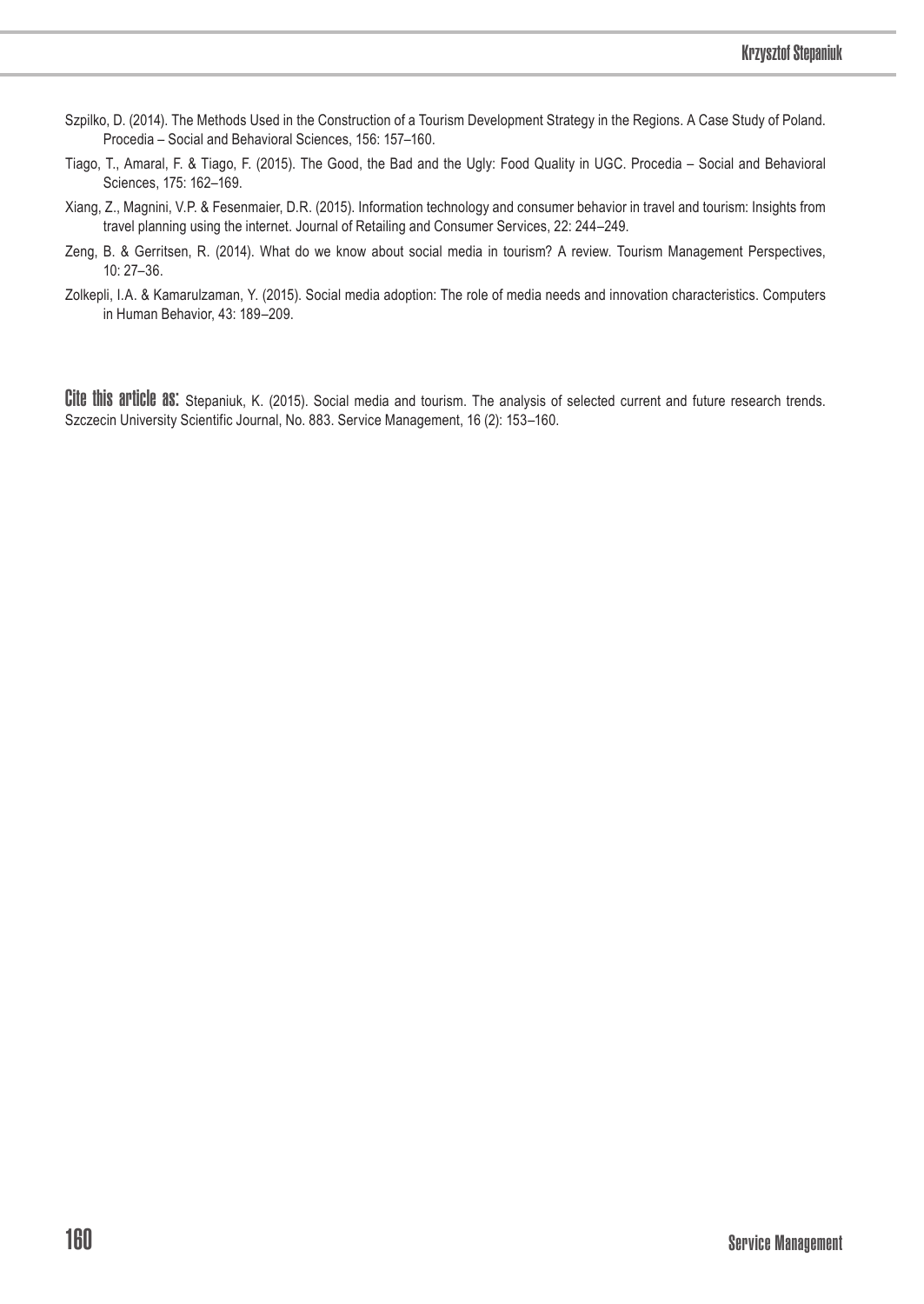Szpilko, D. (2014). The Methods Used in the Construction of a Tourism Development Strategy in the Regions. A Case Study of Poland. Procedia – Social and Behavioral Sciences, 156: 157–160.

Tiago, T., Amaral, F. & Tiago, F. (2015). The Good, the Bad and the Ugly: Food Quality in UGC. Procedia – Social and Behavioral Sciences, 175: 162–169.

Xiang, Z., Magnini, V.P. & Fesenmaier, D.R. (2015). Information technology and consumer behavior in travel and tourism: Insights from travel planning using the internet. Journal of Retailing and Consumer Services, 22: 244–249.

Zeng, B. & Gerritsen, R. (2014). What do we know about social media in tourism? A review. Tourism Management Perspectives, 10: 27–36.

Zolkepli, I.A. & Kamarulzaman, Y. (2015). Social media adoption: The role of media needs and innovation characteristics. Computers in Human Behavior, 43: 189–209.

**Cite this article as:** Stepaniuk, K. (2015). Social media and tourism. The analysis of selected current and future research trends. Szczecin University Scientific Journal, No. 883. Service Management, 16 (2): 153–160.